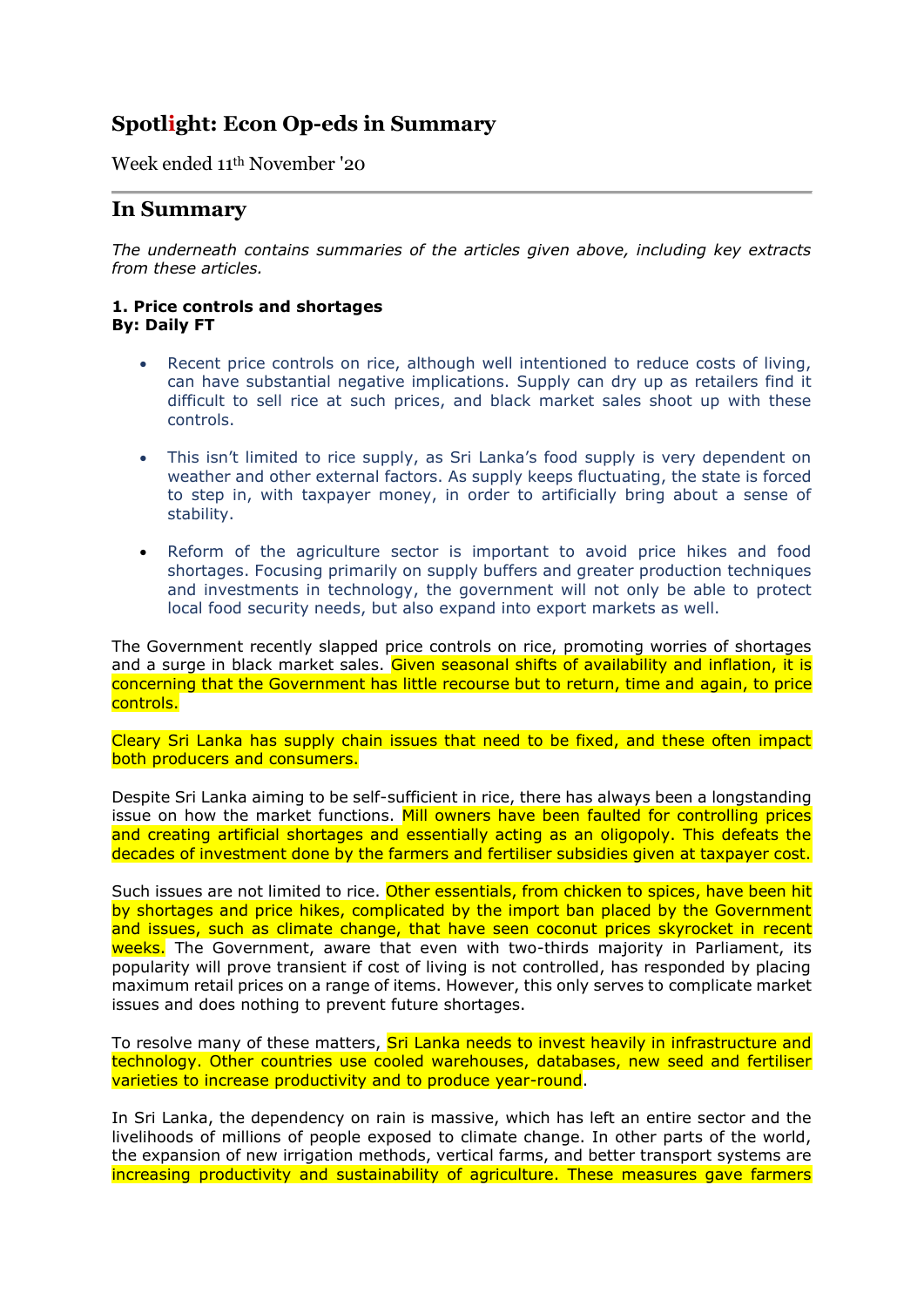# Spotlight: Econ Op-eds in Summary

Week ended 11th November '20

## In Summary

*The underneath contains summaries of the articles given above, including key extracts from these articles.*

**1. Price controls and shortages**
**By: Daily FT**

- Recent price controls on rice, although well intentioned to reduce costs of living, can have substantial negative implications. Supply can dry up as retailers find it difficult to sell rice at such prices, and black market sales shoot up with these controls.

- This isn't limited to rice supply, as Sri Lanka's food supply is very dependent on weather and other external factors. As supply keeps fluctuating, the state is forced to step in, with taxpayer money, in order to artificially bring about a sense of stability.

- Reform of the agriculture sector is important to avoid price hikes and food shortages. Focusing primarily on supply buffers and greater production techniques and investments in technology, the government will not only be able to protect local food security needs, but also expand into export markets as well.

The Government recently slapped price controls on rice, promoting worries of shortages and a surge in black market sales. Given seasonal shifts of availability and inflation, it is concerning that the Government has little recourse but to return, time and again, to price controls.

Cleary Sri Lanka has supply chain issues that need to be fixed, and these often impact both producers and consumers.

Despite Sri Lanka aiming to be self-sufficient in rice, there has always been a longstanding issue on how the market functions. Mill owners have been faulted for controlling prices and creating artificial shortages and essentially acting as an oligopoly. This defeats the decades of investment done by the farmers and fertiliser subsidies given at taxpayer cost.

Such issues are not limited to rice. Other essentials, from chicken to spices, have been hit by shortages and price hikes, complicated by the import ban placed by the Government and issues, such as climate change, that have seen coconut prices skyrocket in recent weeks. The Government, aware that even with two-thirds majority in Parliament, its popularity will prove transient if cost of living is not controlled, has responded by placing maximum retail prices on a range of items. However, this only serves to complicate market issues and does nothing to prevent future shortages.

To resolve many of these matters, Sri Lanka needs to invest heavily in infrastructure and technology. Other countries use cooled warehouses, databases, new seed and fertiliser varieties to increase productivity and to produce year-round.

In Sri Lanka, the dependency on rain is massive, which has left an entire sector and the livelihoods of millions of people exposed to climate change. In other parts of the world, the expansion of new irrigation methods, vertical farms, and better transport systems are increasing productivity and sustainability of agriculture. These measures gave farmers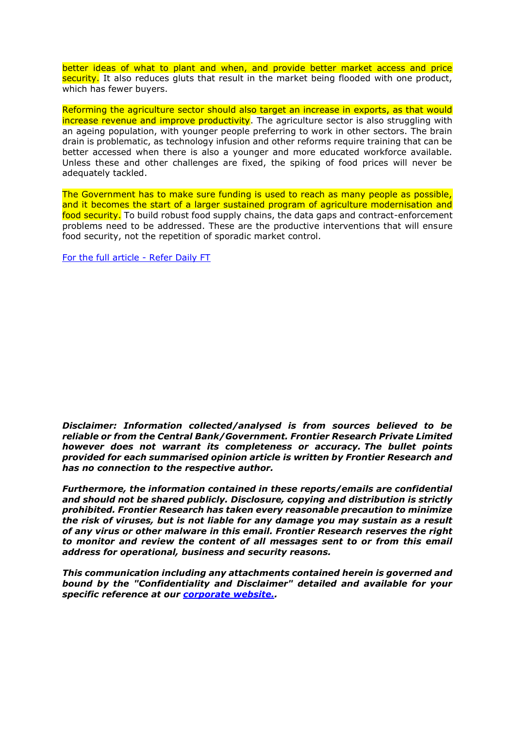better ideas of what to plant and when, and provide better market access and price security. It also reduces gluts that result in the market being flooded with one product, which has fewer buyers.

Reforming the agriculture sector should also target an increase in exports, as that would increase revenue and improve productivity. The agriculture sector is also struggling with an ageing population, with younger people preferring to work in other sectors. The brain drain is problematic, as technology infusion and other reforms require training that can be better accessed when there is also a younger and more educated workforce available. Unless these and other challenges are fixed, the spiking of food prices will never be adequately tackled.

The Government has to make sure funding is used to reach as many people as possible, and it becomes the start of a larger sustained program of agriculture modernisation and food security. To build robust food supply chains, the data gaps and contract-enforcement problems need to be addressed. These are the productive interventions that will ensure food security, not the repetition of sporadic market control.

For the full article - Refer Daily FT

***Disclaimer: Information collected/analysed is from sources believed to be reliable or from the Central Bank/Government. Frontier Research Private Limited however does not warrant its completeness or accuracy. The bullet points provided for each summarised opinion article is written by Frontier Research and has no connection to the respective author.***

***Furthermore, the information contained in these reports/emails are confidential and should not be shared publicly. Disclosure, copying and distribution is strictly prohibited. Frontier Research has taken every reasonable precaution to minimize the risk of viruses, but is not liable for any damage you may sustain as a result of any virus or other malware in this email. Frontier Research reserves the right to monitor and review the content of all messages sent to or from this email address for operational, business and security reasons.***

***This communication including any attachments contained herein is governed and bound by the "Confidentiality and Disclaimer" detailed and available for your specific reference at our corporate website..***